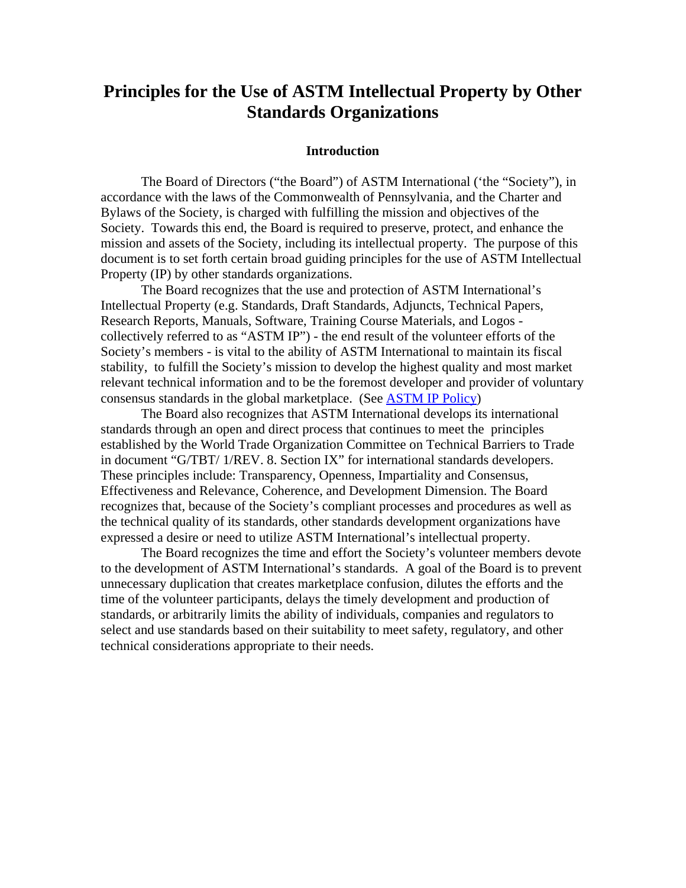# Principles for the Use of ASTM Intellectual Property by Other Standards Organizations

## Introduction

The Board of Directors ("the Board") of ASTM International ('the "Society"), in accordance with the laws of the Commonwealth of Pennsylvania, and the Charter and Bylaws of the Society, is charged with fulfilling the mission and objectives of the Society. Towards this end, the Board is required to preserve, protect, and enhance the mission and assets of the Society, including its intellectual property. The purpose of this document is to set forth certain broad guiding principles for the use of ASTM Intellectual Property (IP) by other standards organizations.

The Board recognizes that the use and protection of ASTM International's Intellectual Property (e.g. Standards, Draft Standards, Adjuncts, Technical Papers, Research Reports, Manuals, Software, Training Course Materials, and Logos - collectively referred to as "ASTM IP") - the end result of the volunteer efforts of the Society's members - is vital to the ability of ASTM International to maintain its fiscal stability, to fulfill the Society's mission to develop the highest quality and most market relevant technical information and to be the foremost developer and provider of voluntary consensus standards in the global marketplace. (See ASTM IP Policy)

The Board also recognizes that ASTM International develops its international standards through an open and direct process that continues to meet the principles established by the World Trade Organization Committee on Technical Barriers to Trade in document "G/TBT/ 1/REV. 8. Section IX" for international standards developers. These principles include: Transparency, Openness, Impartiality and Consensus, Effectiveness and Relevance, Coherence, and Development Dimension. The Board recognizes that, because of the Society's compliant processes and procedures as well as the technical quality of its standards, other standards development organizations have expressed a desire or need to utilize ASTM International's intellectual property.

The Board recognizes the time and effort the Society's volunteer members devote to the development of ASTM International's standards. A goal of the Board is to prevent unnecessary duplication that creates marketplace confusion, dilutes the efforts and the time of the volunteer participants, delays the timely development and production of standards, or arbitrarily limits the ability of individuals, companies and regulators to select and use standards based on their suitability to meet safety, regulatory, and other technical considerations appropriate to their needs.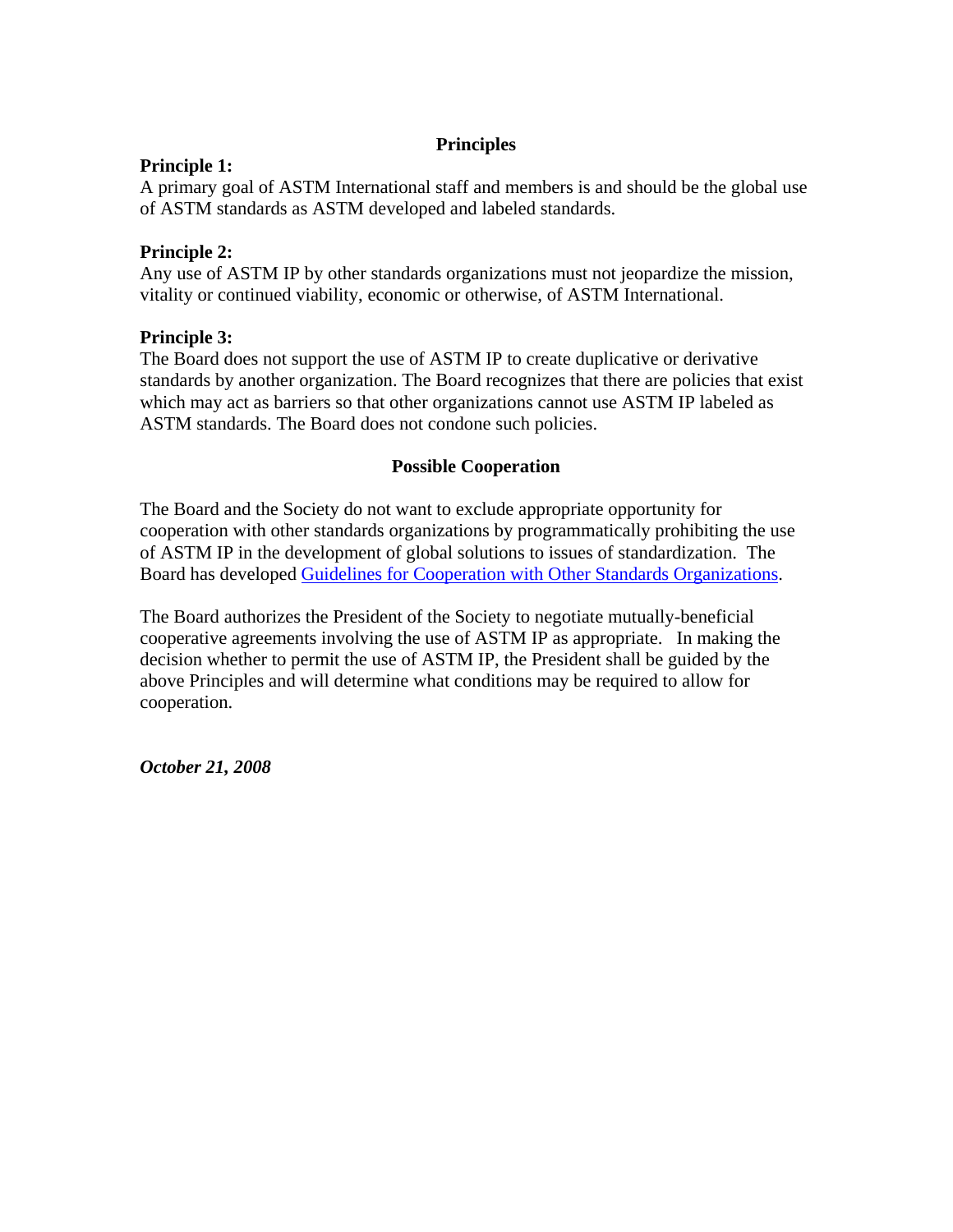## Principles

**Principle 1:**
A primary goal of ASTM International staff and members is and should be the global use of ASTM standards as ASTM developed and labeled standards.

**Principle 2:**
Any use of ASTM IP by other standards organizations must not jeopardize the mission, vitality or continued viability, economic or otherwise, of ASTM International.

**Principle 3:**
The Board does not support the use of ASTM IP to create duplicative or derivative standards by another organization. The Board recognizes that there are policies that exist which may act as barriers so that other organizations cannot use ASTM IP labeled as ASTM standards. The Board does not condone such policies.

## Possible Cooperation

The Board and the Society do not want to exclude appropriate opportunity for cooperation with other standards organizations by programmatically prohibiting the use of ASTM IP in the development of global solutions to issues of standardization. The Board has developed Guidelines for Cooperation with Other Standards Organizations.

The Board authorizes the President of the Society to negotiate mutually-beneficial cooperative agreements involving the use of ASTM IP as appropriate. In making the decision whether to permit the use of ASTM IP, the President shall be guided by the above Principles and will determine what conditions may be required to allow for cooperation.

***October 21, 2008***